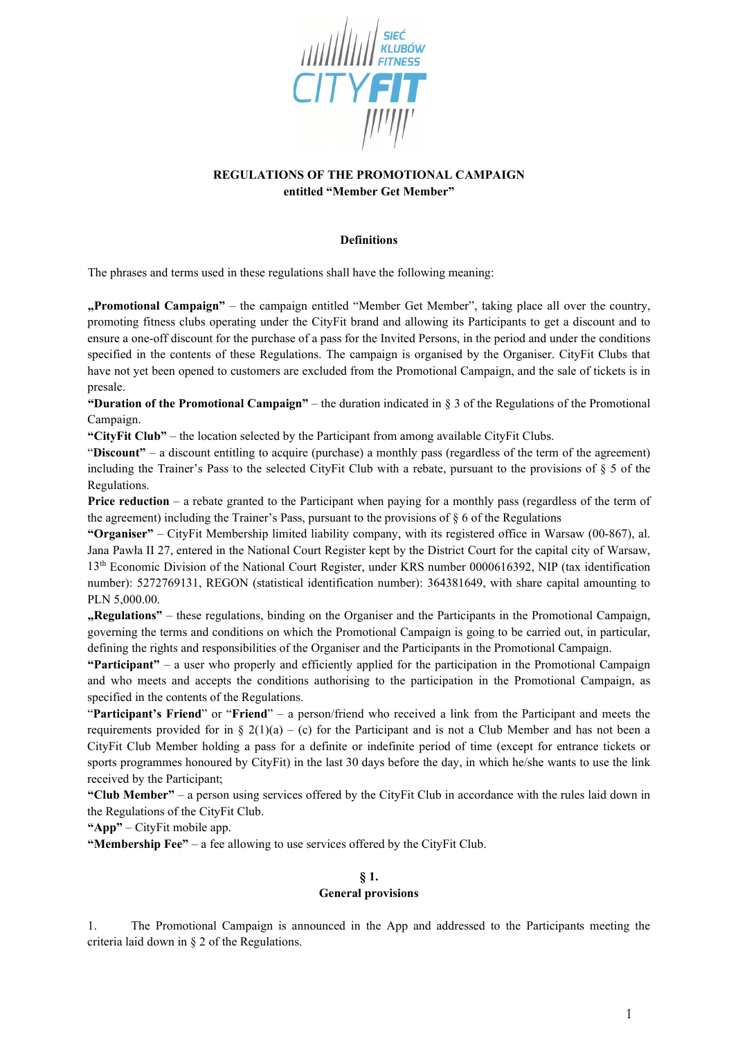**REGULATIONS OF THE PROMOTIONAL CAMPAIGN**
**entitled "Member Get Member"**

**Definitions**

The phrases and terms used in these regulations shall have the following meaning:

**„Promotional Campaign"** – the campaign entitled "Member Get Member", taking place all over the country, promoting fitness clubs operating under the CityFit brand and allowing its Participants to get a discount and to ensure a one-off discount for the purchase of a pass for the Invited Persons, in the period and under the conditions specified in the contents of these Regulations. The campaign is organised by the Organiser. CityFit Clubs that have not yet been opened to customers are excluded from the Promotional Campaign, and the sale of tickets is in presale.

**"Duration of the Promotional Campaign"** – the duration indicated in § 3 of the Regulations of the Promotional Campaign.

**"CityFit Club"** – the location selected by the Participant from among available CityFit Clubs.

"**Discount**" – a discount entitling to acquire (purchase) a monthly pass (regardless of the term of the agreement) including the Trainer's Pass to the selected CityFit Club with a rebate, pursuant to the provisions of § 5 of the Regulations.

**Price reduction** – a rebate granted to the Participant when paying for a monthly pass (regardless of the term of the agreement) including the Trainer's Pass, pursuant to the provisions of § 6 of the Regulations

**"Organiser"** – CityFit Membership limited liability company, with its registered office in Warsaw (00-867), al. Jana Pawła II 27, entered in the National Court Register kept by the District Court for the capital city of Warsaw, 13th Economic Division of the National Court Register, under KRS number 0000616392, NIP (tax identification number): 5272769131, REGON (statistical identification number): 364381649, with share capital amounting to PLN 5,000.00.

**„Regulations"** – these regulations, binding on the Organiser and the Participants in the Promotional Campaign, governing the terms and conditions on which the Promotional Campaign is going to be carried out, in particular, defining the rights and responsibilities of the Organiser and the Participants in the Promotional Campaign.

**"Participant"** – a user who properly and efficiently applied for the participation in the Promotional Campaign and who meets and accepts the conditions authorising to the participation in the Promotional Campaign, as specified in the contents of the Regulations.

"**Participant's Friend**" or "**Friend**" – a person/friend who received a link from the Participant and meets the requirements provided for in § 2(1)(a) – (c) for the Participant and is not a Club Member and has not been a CityFit Club Member holding a pass for a definite or indefinite period of time (except for entrance tickets or sports programmes honoured by CityFit) in the last 30 days before the day, in which he/she wants to use the link received by the Participant;

**"Club Member"** – a person using services offered by the CityFit Club in accordance with the rules laid down in the Regulations of the CityFit Club.

**"App"** – CityFit mobile app.

**"Membership Fee"** – a fee allowing to use services offered by the CityFit Club.

**§ 1.**
**General provisions**

1. The Promotional Campaign is announced in the App and addressed to the Participants meeting the criteria laid down in § 2 of the Regulations.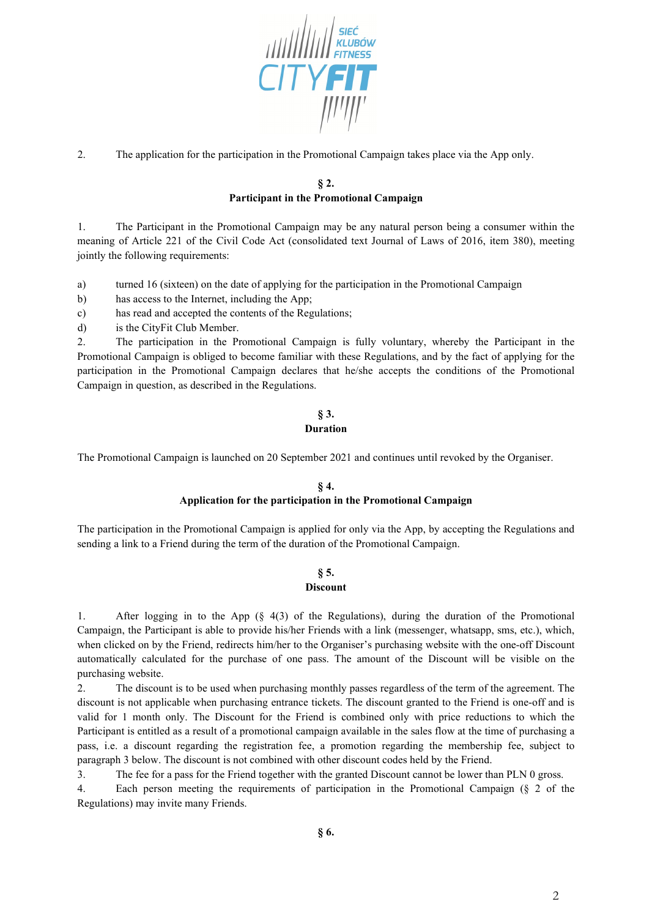2. The application for the participation in the Promotional Campaign takes place via the App only.

## § 2.
## Participant in the Promotional Campaign

1. The Participant in the Promotional Campaign may be any natural person being a consumer within the meaning of Article 221 of the Civil Code Act (consolidated text Journal of Laws of 2016, item 380), meeting jointly the following requirements:

a) turned 16 (sixteen) on the date of applying for the participation in the Promotional Campaign
b) has access to the Internet, including the App;
c) has read and accepted the contents of the Regulations;
d) is the CityFit Club Member.

2. The participation in the Promotional Campaign is fully voluntary, whereby the Participant in the Promotional Campaign is obliged to become familiar with these Regulations, and by the fact of applying for the participation in the Promotional Campaign declares that he/she accepts the conditions of the Promotional Campaign in question, as described in the Regulations.

## § 3.
## Duration

The Promotional Campaign is launched on 20 September 2021 and continues until revoked by the Organiser.

## § 4.
## Application for the participation in the Promotional Campaign

The participation in the Promotional Campaign is applied for only via the App, by accepting the Regulations and sending a link to a Friend during the term of the duration of the Promotional Campaign.

## § 5.
## Discount

1. After logging in to the App (§ 4(3) of the Regulations), during the duration of the Promotional Campaign, the Participant is able to provide his/her Friends with a link (messenger, whatsapp, sms, etc.), which, when clicked on by the Friend, redirects him/her to the Organiser's purchasing website with the one-off Discount automatically calculated for the purchase of one pass. The amount of the Discount will be visible on the purchasing website.
2. The discount is to be used when purchasing monthly passes regardless of the term of the agreement. The discount is not applicable when purchasing entrance tickets. The discount granted to the Friend is one-off and is valid for 1 month only. The Discount for the Friend is combined only with price reductions to which the Participant is entitled as a result of a promotional campaign available in the sales flow at the time of purchasing a pass, i.e. a discount regarding the registration fee, a promotion regarding the membership fee, subject to paragraph 3 below. The discount is not combined with other discount codes held by the Friend.
3. The fee for a pass for the Friend together with the granted Discount cannot be lower than PLN 0 gross.
4. Each person meeting the requirements of participation in the Promotional Campaign (§ 2 of the Regulations) may invite many Friends.

## § 6.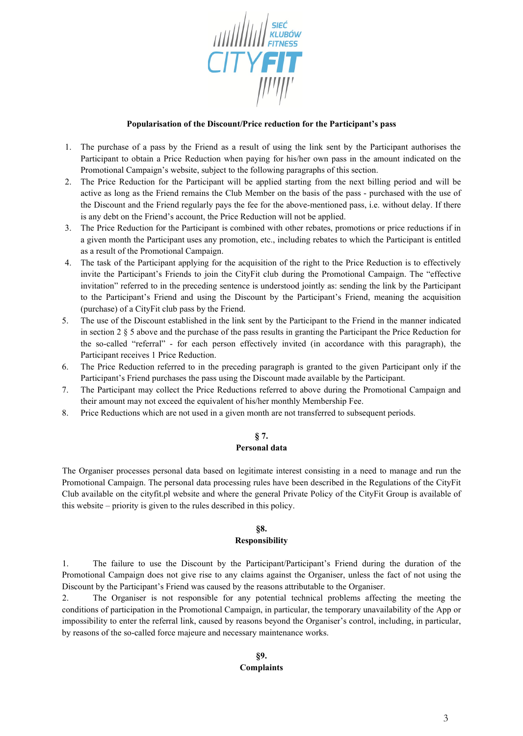**Popularisation of the Discount/Price reduction for the Participant's pass**

1. The purchase of a pass by the Friend as a result of using the link sent by the Participant authorises the Participant to obtain a Price Reduction when paying for his/her own pass in the amount indicated on the Promotional Campaign's website, subject to the following paragraphs of this section.
2. The Price Reduction for the Participant will be applied starting from the next billing period and will be active as long as the Friend remains the Club Member on the basis of the pass - purchased with the use of the Discount and the Friend regularly pays the fee for the above-mentioned pass, i.e. without delay. If there is any debt on the Friend's account, the Price Reduction will not be applied.
3. The Price Reduction for the Participant is combined with other rebates, promotions or price reductions if in a given month the Participant uses any promotion, etc., including rebates to which the Participant is entitled as a result of the Promotional Campaign.
4. The task of the Participant applying for the acquisition of the right to the Price Reduction is to effectively invite the Participant's Friends to join the CityFit club during the Promotional Campaign. The "effective invitation" referred to in the preceding sentence is understood jointly as: sending the link by the Participant to the Participant's Friend and using the Discount by the Participant's Friend, meaning the acquisition (purchase) of a CityFit club pass by the Friend.
5. The use of the Discount established in the link sent by the Participant to the Friend in the manner indicated in section 2 § 5 above and the purchase of the pass results in granting the Participant the Price Reduction for the so-called "referral" - for each person effectively invited (in accordance with this paragraph), the Participant receives 1 Price Reduction.
6. The Price Reduction referred to in the preceding paragraph is granted to the given Participant only if the Participant's Friend purchases the pass using the Discount made available by the Participant.
7. The Participant may collect the Price Reductions referred to above during the Promotional Campaign and their amount may not exceed the equivalent of his/her monthly Membership Fee.
8. Price Reductions which are not used in a given month are not transferred to subsequent periods.

## § 7.
## Personal data

The Organiser processes personal data based on legitimate interest consisting in a need to manage and run the Promotional Campaign. The personal data processing rules have been described in the Regulations of the CityFit Club available on the cityfit.pl website and where the general Private Policy of the CityFit Group is available of this website – priority is given to the rules described in this policy.

## §8.
## Responsibility

1. The failure to use the Discount by the Participant/Participant's Friend during the duration of the Promotional Campaign does not give rise to any claims against the Organiser, unless the fact of not using the Discount by the Participant's Friend was caused by the reasons attributable to the Organiser.
2. The Organiser is not responsible for any potential technical problems affecting the meeting the conditions of participation in the Promotional Campaign, in particular, the temporary unavailability of the App or impossibility to enter the referral link, caused by reasons beyond the Organiser's control, including, in particular, by reasons of the so-called force majeure and necessary maintenance works.

## §9.
## Complaints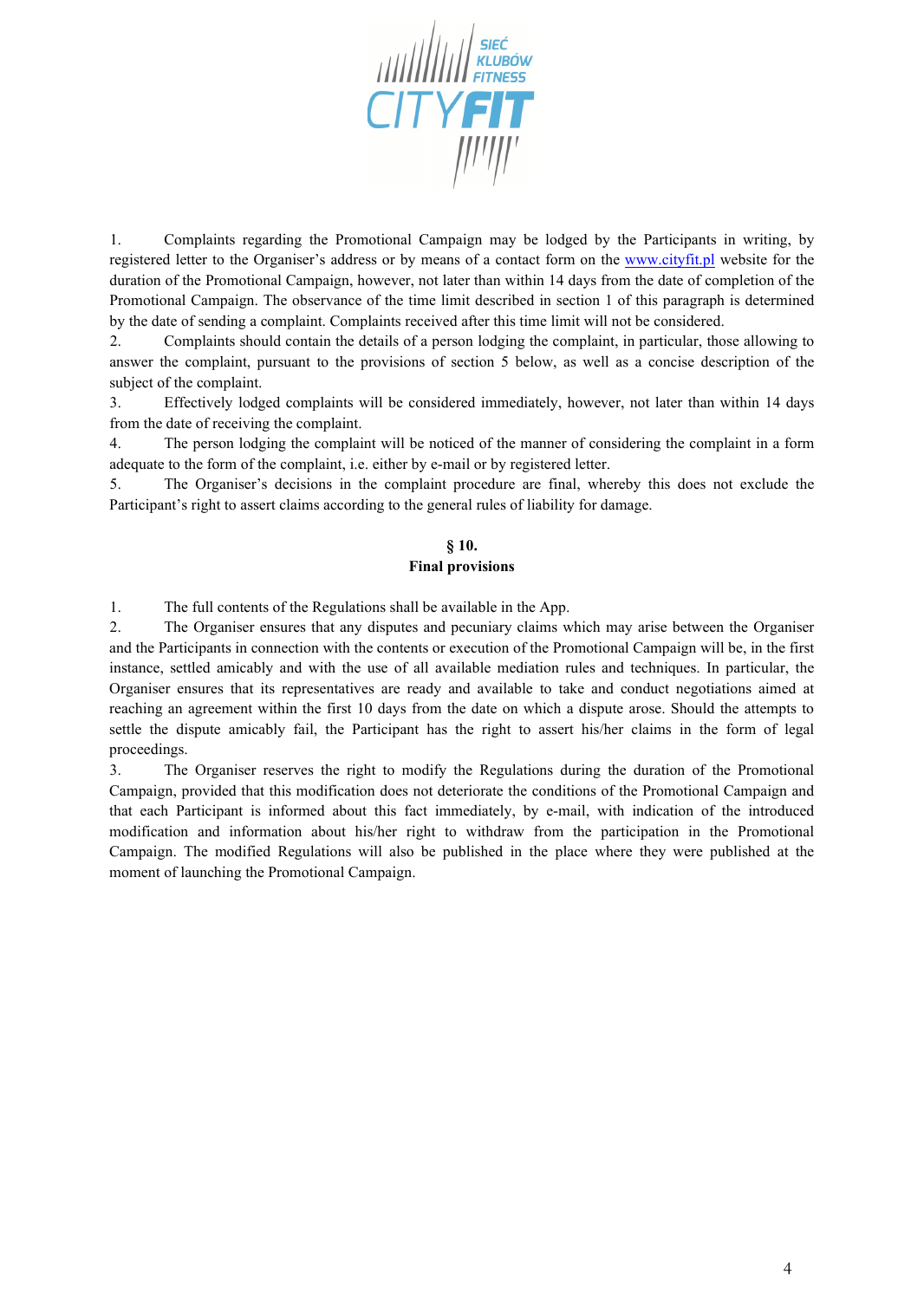1. Complaints regarding the Promotional Campaign may be lodged by the Participants in writing, by registered letter to the Organiser's address or by means of a contact form on the www.cityfit.pl website for the duration of the Promotional Campaign, however, not later than within 14 days from the date of completion of the Promotional Campaign. The observance of the time limit described in section 1 of this paragraph is determined by the date of sending a complaint. Complaints received after this time limit will not be considered.
2. Complaints should contain the details of a person lodging the complaint, in particular, those allowing to answer the complaint, pursuant to the provisions of section 5 below, as well as a concise description of the subject of the complaint.
3. Effectively lodged complaints will be considered immediately, however, not later than within 14 days from the date of receiving the complaint.
4. The person lodging the complaint will be noticed of the manner of considering the complaint in a form adequate to the form of the complaint, i.e. either by e-mail or by registered letter.
5. The Organiser's decisions in the complaint procedure are final, whereby this does not exclude the Participant's right to assert claims according to the general rules of liability for damage.

## § 10.
## Final provisions

1. The full contents of the Regulations shall be available in the App.
2. The Organiser ensures that any disputes and pecuniary claims which may arise between the Organiser and the Participants in connection with the contents or execution of the Promotional Campaign will be, in the first instance, settled amicably and with the use of all available mediation rules and techniques. In particular, the Organiser ensures that its representatives are ready and available to take and conduct negotiations aimed at reaching an agreement within the first 10 days from the date on which a dispute arose. Should the attempts to settle the dispute amicably fail, the Participant has the right to assert his/her claims in the form of legal proceedings.
3. The Organiser reserves the right to modify the Regulations during the duration of the Promotional Campaign, provided that this modification does not deteriorate the conditions of the Promotional Campaign and that each Participant is informed about this fact immediately, by e-mail, with indication of the introduced modification and information about his/her right to withdraw from the participation in the Promotional Campaign. The modified Regulations will also be published in the place where they were published at the moment of launching the Promotional Campaign.